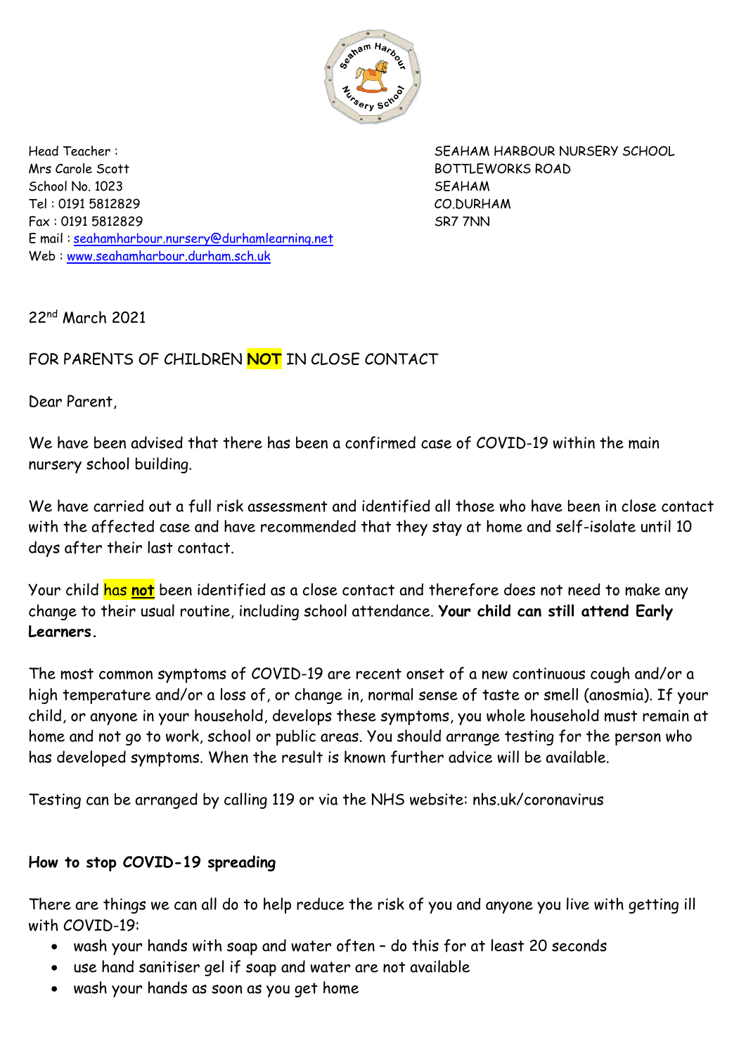Head Teacher :
Mrs Carole Scott
School No. 1023
Tel : 0191 5812829
Fax : 0191 5812829
E mail : seahamharbour.nursery@durhamlearning.net
Web : www.seahamharbour.durham.sch.uk

SEAHAM HARBOUR NURSERY SCHOOL
BOTTLEWORKS ROAD
SEAHAM
CO.DURHAM
SR7 7NN

22nd March 2021

FOR PARENTS OF CHILDREN **NOT** IN CLOSE CONTACT

Dear Parent,

We have been advised that there has been a confirmed case of COVID-19 within the main nursery school building.

We have carried out a full risk assessment and identified all those who have been in close contact with the affected case and have recommended that they stay at home and self-isolate until 10 days after their last contact.

Your child has **not** been identified as a close contact and therefore does not need to make any change to their usual routine, including school attendance. **Your child can still attend Early Learners.**

The most common symptoms of COVID-19 are recent onset of a new continuous cough and/or a high temperature and/or a loss of, or change in, normal sense of taste or smell (anosmia). If your child, or anyone in your household, develops these symptoms, you whole household must remain at home and not go to work, school or public areas. You should arrange testing for the person who has developed symptoms. When the result is known further advice will be available.

Testing can be arranged by calling 119 or via the NHS website: nhs.uk/coronavirus

**How to stop COVID-19 spreading**

There are things we can all do to help reduce the risk of you and anyone you live with getting ill with COVID-19:

- wash your hands with soap and water often – do this for at least 20 seconds
- use hand sanitiser gel if soap and water are not available
- wash your hands as soon as you get home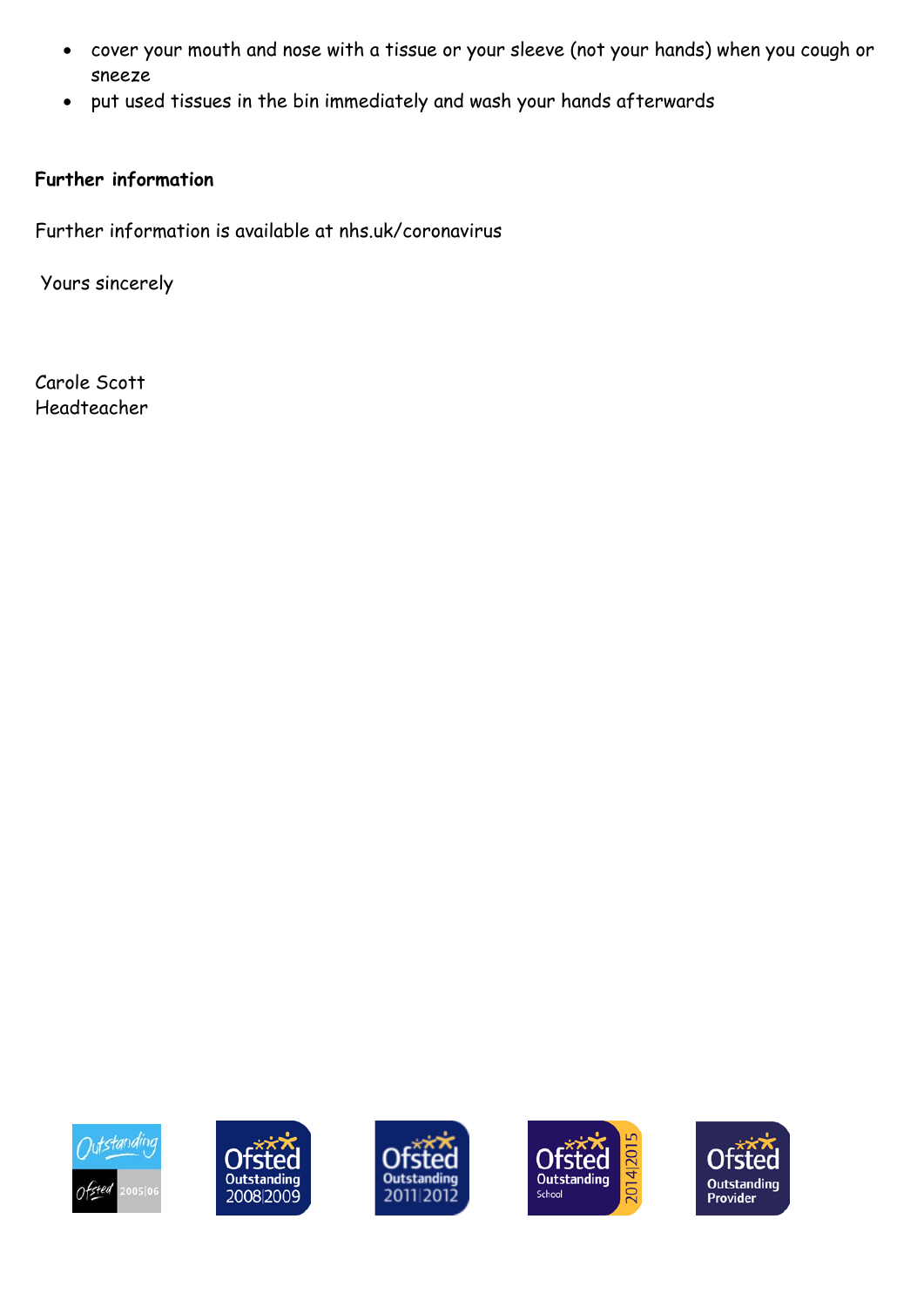- cover your mouth and nose with a tissue or your sleeve (not your hands) when you cough or sneeze
- put used tissues in the bin immediately and wash your hands afterwards

**Further information**

Further information is available at nhs.uk/coronavirus

Yours sincerely

Carole Scott
Headteacher